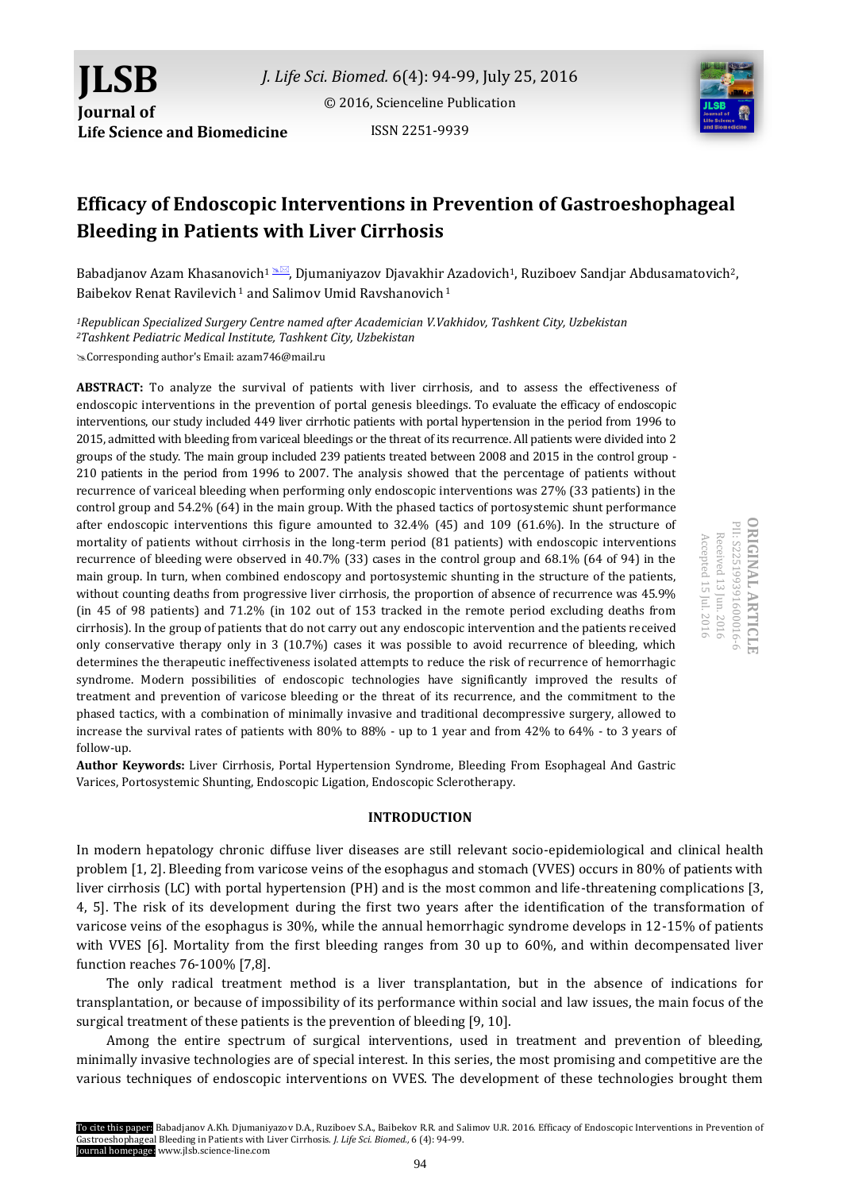# Efficacy of Endoscopic Interventions in Prevention of Gastroeshophageal Bleeding in Patients with Liver Cirrhosis

Babadjanov Azam Khasanovich[1], Djumaniyazov Djavakhir Azadovich[1], Ruziboev Sandjar Abdusamatovich[2], Baibekov Renat Ravilevich[1] and Salimov Umid Ravshanovich[1]

[1]Republican Specialized Surgery Centre named after Academician V.Vakhidov, Tashkent City, Uzbekistan
[2]Tashkent Pediatric Medical Institute, Tashkent City, Uzbekistan

Corresponding author's Email: azam746@mail.ru

ORIGINAL ARTICLE
PII: S225199391600016-6
Received 13 Jun. 2016
Accepted 15 Jul. 2016

**ABSTRACT:** To analyze the survival of patients with liver cirrhosis, and to assess the effectiveness of endoscopic interventions in the prevention of portal genesis bleedings. To evaluate the efficacy of endoscopic interventions, our study included 449 liver cirrhotic patients with portal hypertension in the period from 1996 to 2015, admitted with bleeding from variceal bleedings or the threat of its recurrence. All patients were divided into 2 groups of the study. The main group included 239 patients treated between 2008 and 2015 in the control group - 210 patients in the period from 1996 to 2007. The analysis showed that the percentage of patients without recurrence of variceal bleeding when performing only endoscopic interventions was 27% (33 patients) in the control group and 54.2% (64) in the main group. With the phased tactics of portosystemic shunt performance after endoscopic interventions this figure amounted to 32.4% (45) and 109 (61.6%). In the structure of mortality of patients without cirrhosis in the long-term period (81 patients) with endoscopic interventions recurrence of bleeding were observed in 40.7% (33) cases in the control group and 68.1% (64 of 94) in the main group. In turn, when combined endoscopy and portosystemic shunting in the structure of the patients, without counting deaths from progressive liver cirrhosis, the proportion of absence of recurrence was 45.9% (in 45 of 98 patients) and 71.2% (in 102 out of 153 tracked in the remote period excluding deaths from cirrhosis). In the group of patients that do not carry out any endoscopic intervention and the patients received only conservative therapy only in 3 (10.7%) cases it was possible to avoid recurrence of bleeding, which determines the therapeutic ineffectiveness isolated attempts to reduce the risk of recurrence of hemorrhagic syndrome. Modern possibilities of endoscopic technologies have significantly improved the results of treatment and prevention of varicose bleeding or the threat of its recurrence, and the commitment to the phased tactics, with a combination of minimally invasive and traditional decompressive surgery, allowed to increase the survival rates of patients with 80% to 88% - up to 1 year and from 42% to 64% - to 3 years of follow-up.

**Author Keywords:** Liver Cirrhosis, Portal Hypertension Syndrome, Bleeding From Esophageal And Gastric Varices, Portosystemic Shunting, Endoscopic Ligation, Endoscopic Sclerotherapy.

## INTRODUCTION

In modern hepatology chronic diffuse liver diseases are still relevant socio-epidemiological and clinical health problem [1, 2]. Bleeding from varicose veins of the esophagus and stomach (VVES) occurs in 80% of patients with liver cirrhosis (LC) with portal hypertension (PH) and is the most common and life-threatening complications [3, 4, 5]. The risk of its development during the first two years after the identification of the transformation of varicose veins of the esophagus is 30%, while the annual hemorrhagic syndrome develops in 12-15% of patients with VVES [6]. Mortality from the first bleeding ranges from 30 up to 60%, and within decompensated liver function reaches 76-100% [7,8].

The only radical treatment method is a liver transplantation, but in the absence of indications for transplantation, or because of impossibility of its performance within social and law issues, the main focus of the surgical treatment of these patients is the prevention of bleeding [9, 10].

Among the entire spectrum of surgical interventions, used in treatment and prevention of bleeding, minimally invasive technologies are of special interest. In this series, the most promising and competitive are the various techniques of endoscopic interventions on VVES. The development of these technologies brought them

To cite this paper: Babadjanov A.Kh. Djumaniyazov D.A., Ruziboev S.A., Baibekov R.R. and Salimov U.R. 2016. Efficacy of Endoscopic Interventions in Prevention of Gastroeshophageal Bleeding in Patients with Liver Cirrhosis. *J. Life Sci. Biomed.*, 6 (4): 94-99.
Journal homepage: www.jlsb.science-line.com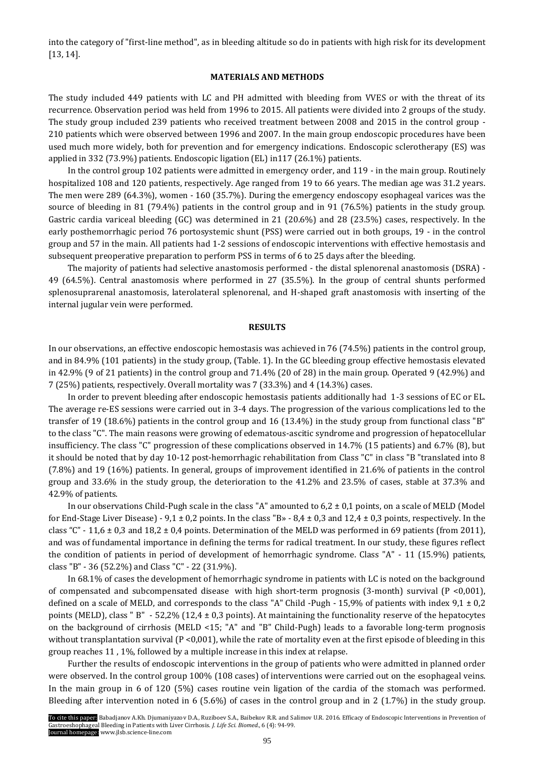into the category of "first-line method", as in bleeding altitude so do in patients with high risk for its development [13, 14].

## MATERIALS AND METHODS

The study included 449 patients with LC and PH admitted with bleeding from VVES or with the threat of its recurrence. Observation period was held from 1996 to 2015. All patients were divided into 2 groups of the study. The study group included 239 patients who received treatment between 2008 and 2015 in the control group - 210 patients which were observed between 1996 and 2007. In the main group endoscopic procedures have been used much more widely, both for prevention and for emergency indications. Endoscopic sclerotherapy (ES) was applied in 332 (73.9%) patients. Endoscopic ligation (EL) in117 (26.1%) patients.

In the control group 102 patients were admitted in emergency order, and 119 - in the main group. Routinely hospitalized 108 and 120 patients, respectively. Age ranged from 19 to 66 years. The median age was 31.2 years. The men were 289 (64.3%), women - 160 (35.7%). During the emergency endoscopy esophageal varices was the source of bleeding in 81 (79.4%) patients in the control group and in 91 (76.5%) patients in the study group. Gastric cardia variceal bleeding (GC) was determined in 21 (20.6%) and 28 (23.5%) cases, respectively. In the early posthemorrhagic period 76 portosystemic shunt (PSS) were carried out in both groups, 19 - in the control group and 57 in the main. All patients had 1-2 sessions of endoscopic interventions with effective hemostasis and subsequent preoperative preparation to perform PSS in terms of 6 to 25 days after the bleeding.

The majority of patients had selective anastomosis performed - the distal splenorenal anastomosis (DSRA) - 49 (64.5%). Central anastomosis where performed in 27 (35.5%). In the group of central shunts performed splenosuprarenal anastomosis, laterolateral splenorenal, and H-shaped graft anastomosis with inserting of the internal jugular vein were performed.

## RESULTS

In our observations, an effective endoscopic hemostasis was achieved in 76 (74.5%) patients in the control group, and in 84.9% (101 patients) in the study group, (Table. 1). In the GC bleeding group effective hemostasis elevated in 42.9% (9 of 21 patients) in the control group and 71.4% (20 of 28) in the main group. Operated 9 (42.9%) and 7 (25%) patients, respectively. Overall mortality was 7 (33.3%) and 4 (14.3%) cases.

In order to prevent bleeding after endoscopic hemostasis patients additionally had 1-3 sessions of EC or EL. The average re-ES sessions were carried out in 3-4 days. The progression of the various complications led to the transfer of 19 (18.6%) patients in the control group and 16 (13.4%) in the study group from functional class "B" to the class "C". The main reasons were growing of edematous-ascitic syndrome and progression of hepatocellular insufficiency. The class "C" progression of these complications observed in 14.7% (15 patients) and 6.7% (8), but it should be noted that by day 10-12 post-hemorrhagic rehabilitation from Class "C" in class "B "translated into 8 (7.8%) and 19 (16%) patients. In general, groups of improvement identified in 21.6% of patients in the control group and 33.6% in the study group, the deterioration to the 41.2% and 23.5% of cases, stable at 37.3% and 42.9% of patients.

In our observations Child-Pugh scale in the class "A" amounted to 6,2 ± 0,1 points, on a scale of MELD (Model for End-Stage Liver Disease) - 9,1 ± 0,2 points. In the class "B» - 8,4 ± 0,3 and 12,4 ± 0,3 points, respectively. In the class "C" - 11,6 ± 0,3 and 18,2 ± 0,4 points. Determination of the MELD was performed in 69 patients (from 2011), and was of fundamental importance in defining the terms for radical treatment. In our study, these figures reflect the condition of patients in period of development of hemorrhagic syndrome. Class "A" - 11 (15.9%) patients, class "B" - 36 (52.2%) and Class "C" - 22 (31.9%).

In 68.1% of cases the development of hemorrhagic syndrome in patients with LC is noted on the background of compensated and subcompensated disease with high short-term prognosis (3-month) survival ($P < 0{,}001$), defined on a scale of MELD, and corresponds to the class "A" Child -Pugh - 15,9% of patients with index 9,1 ± 0,2 points (MELD), class " B" - 52,2% (12,4 ± 0,3 points). At maintaining the functionality reserve of the hepatocytes on the background of cirrhosis (MELD <15; "A" and "B" Child-Pugh) leads to a favorable long-term prognosis without transplantation survival ($P < 0{,}001$), while the rate of mortality even at the first episode of bleeding in this group reaches 11 , 1%, followed by a multiple increase in this index at relapse.

Further the results of endoscopic interventions in the group of patients who were admitted in planned order were observed. In the control group 100% (108 cases) of interventions were carried out on the esophageal veins. In the main group in 6 of 120 (5%) cases routine vein ligation of the cardia of the stomach was performed. Bleeding after intervention noted in 6 (5.6%) of cases in the control group and in 2 (1.7%) in the study group.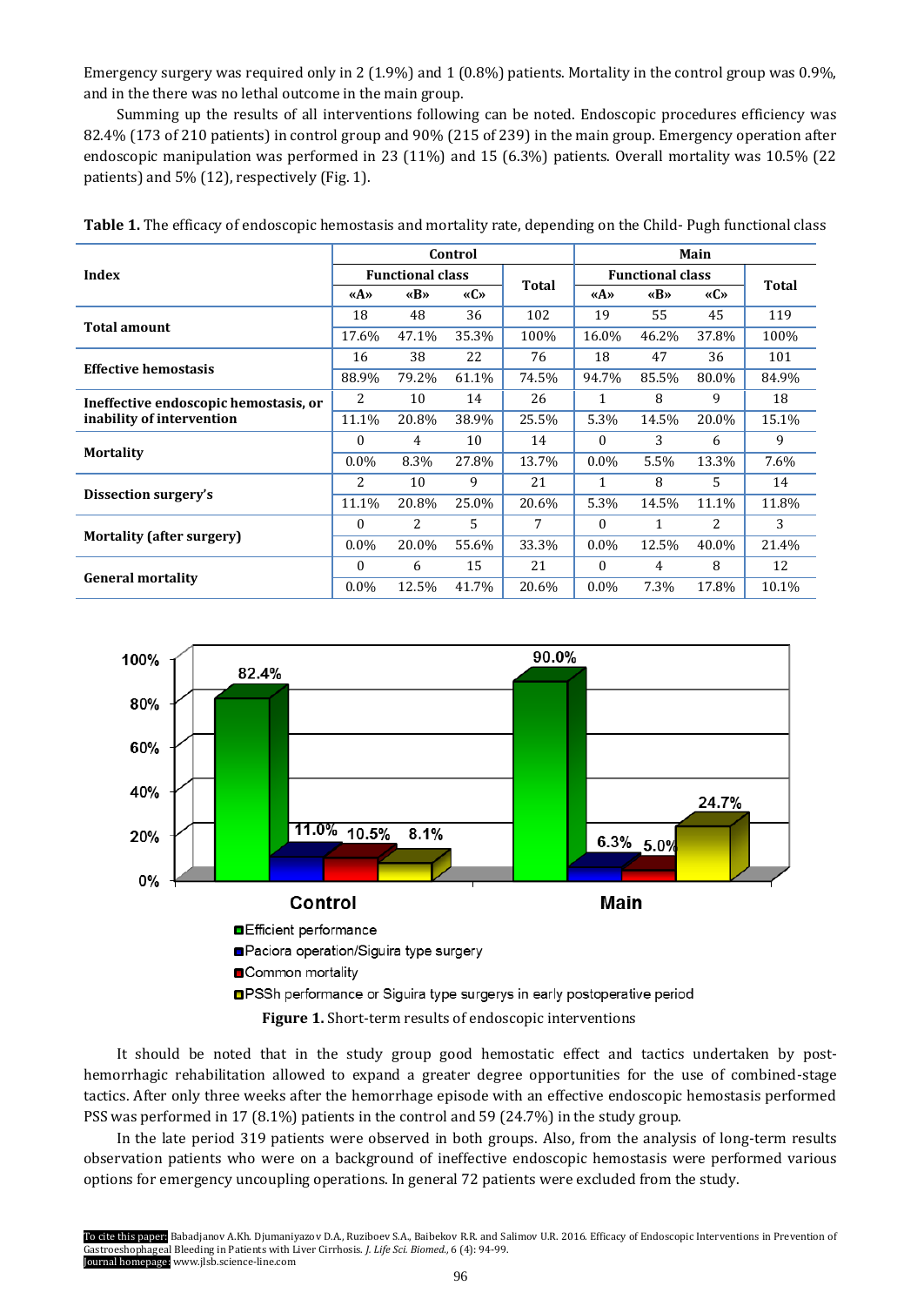Emergency surgery was required only in 2 (1.9%) and 1 (0.8%) patients. Mortality in the control group was 0.9%, and in the there was no lethal outcome in the main group.

Summing up the results of all interventions following can be noted. Endoscopic procedures efficiency was 82.4% (173 of 210 patients) in control group and 90% (215 of 239) in the main group. Emergency operation after endoscopic manipulation was performed in 23 (11%) and 15 (6.3%) patients. Overall mortality was 10.5% (22 patients) and 5% (12), respectively (Fig. 1).

**Table 1.** The efficacy of endoscopic hemostasis and mortality rate, depending on the Child- Pugh functional class

| Index | Control | | | | Main | | | |
|---|---|---|---|---|---|---|---|---|
| | Functional class | | | Total | Functional class | | | Total |
| | «A» | «B» | «C» | | «A» | «B» | «C» | |
| **Total amount** | 18 | 48 | 36 | 102 | 19 | 55 | 45 | 119 |
| | 17.6% | 47.1% | 35.3% | 100% | 16.0% | 46.2% | 37.8% | 100% |
| **Effective hemostasis** | 16 | 38 | 22 | 76 | 18 | 47 | 36 | 101 |
| | 88.9% | 79.2% | 61.1% | 74.5% | 94.7% | 85.5% | 80.0% | 84.9% |
| **Ineffective endoscopic hemostasis, or inability of intervention** | 2 | 10 | 14 | 26 | 1 | 8 | 9 | 18 |
| | 11.1% | 20.8% | 38.9% | 25.5% | 5.3% | 14.5% | 20.0% | 15.1% |
| **Mortality** | 0 | 4 | 10 | 14 | 0 | 3 | 6 | 9 |
| | 0.0% | 8.3% | 27.8% | 13.7% | 0.0% | 5.5% | 13.3% | 7.6% |
| **Dissection surgery's** | 2 | 10 | 9 | 21 | 1 | 8 | 5 | 14 |
| | 11.1% | 20.8% | 25.0% | 20.6% | 5.3% | 14.5% | 11.1% | 11.8% |
| **Mortality (after surgery)** | 0 | 2 | 5 | 7 | 0 | 1 | 2 | 3 |
| | 0.0% | 20.0% | 55.6% | 33.3% | 0.0% | 12.5% | 40.0% | 21.4% |
| **General mortality** | 0 | 6 | 15 | 21 | 0 | 4 | 8 | 12 |
| | 0.0% | 12.5% | 41.7% | 20.6% | 0.0% | 7.3% | 17.8% | 10.1% |

| | Efficient performance | Paciora operation/Siguira type surgery | Common mortality | PSSh performance or Siguira type surgerys in early postoperative period |
|---|---|---|---|---|
| Control | 82.4% | 11.0% | 10.5% | 8.1% |
| Main | 90.0% | 6.3% | 5.0% | 24.7% |

**Figure 1.** Short-term results of endoscopic interventions

It should be noted that in the study group good hemostatic effect and tactics undertaken by post-hemorrhagic rehabilitation allowed to expand a greater degree opportunities for the use of combined-stage tactics. After only three weeks after the hemorrhage episode with an effective endoscopic hemostasis performed PSS was performed in 17 (8.1%) patients in the control and 59 (24.7%) in the study group.

In the late period 319 patients were observed in both groups. Also, from the analysis of long-term results observation patients who were on a background of ineffective endoscopic hemostasis were performed various options for emergency uncoupling operations. In general 72 patients were excluded from the study.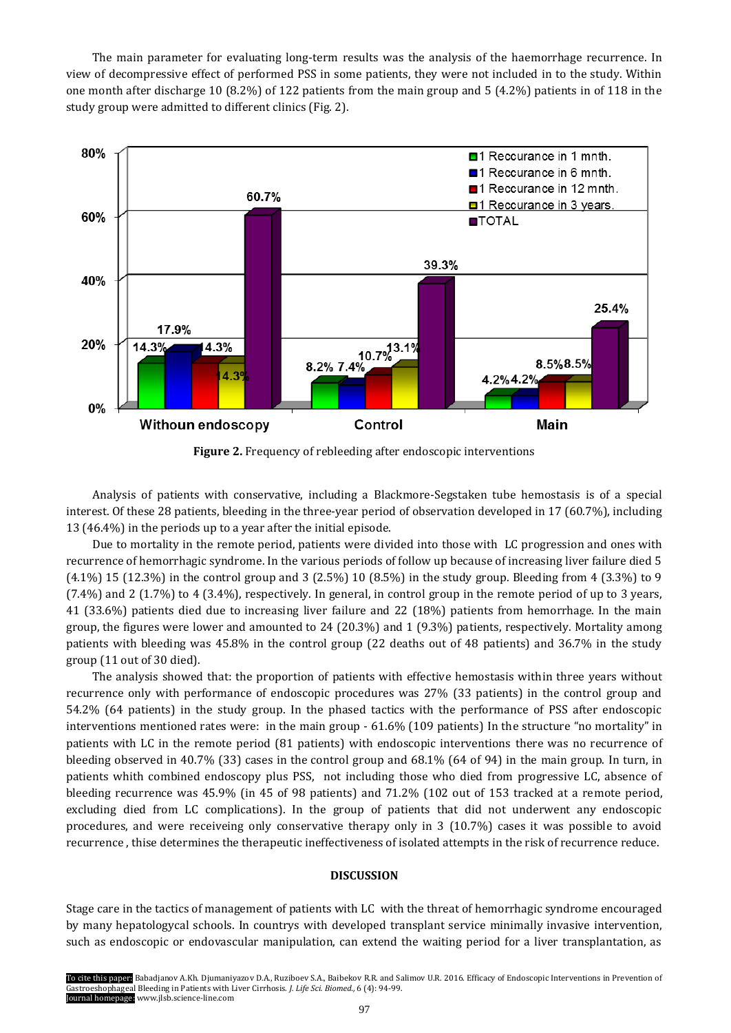The main parameter for evaluating long-term results was the analysis of the haemorrhage recurrence. In view of decompressive effect of performed PSS in some patients, they were not included in to the study. Within one month after discharge 10 (8.2%) of 122 patients from the main group and 5 (4.2%) patients in of 118 in the study group were admitted to different clinics (Fig. 2).

**Figure 2.** Frequency of rebleeding after endoscopic interventions

Analysis of patients with conservative, including a Blackmore-Segstaken tube hemostasis is of a special interest. Of these 28 patients, bleeding in the three-year period of observation developed in 17 (60.7%), including 13 (46.4%) in the periods up to a year after the initial episode.

Due to mortality in the remote period, patients were divided into those with LC progression and ones with recurrence of hemorrhagic syndrome. In the various periods of follow up because of increasing liver failure died 5 (4.1%) 15 (12.3%) in the control group and 3 (2.5%) 10 (8.5%) in the study group. Bleeding from 4 (3.3%) to 9 (7.4%) and 2 (1.7%) to 4 (3.4%), respectively. In general, in control group in the remote period of up to 3 years, 41 (33.6%) patients died due to increasing liver failure and 22 (18%) patients from hemorrhage. In the main group, the figures were lower and amounted to 24 (20.3%) and 1 (9.3%) patients, respectively. Mortality among patients with bleeding was 45.8% in the control group (22 deaths out of 48 patients) and 36.7% in the study group (11 out of 30 died).

The analysis showed that: the proportion of patients with effective hemostasis within three years without recurrence only with performance of endoscopic procedures was 27% (33 patients) in the control group and 54.2% (64 patients) in the study group. In the phased tactics with the performance of PSS after endoscopic interventions mentioned rates were: in the main group - 61.6% (109 patients) In the structure "no mortality" in patients with LC in the remote period (81 patients) with endoscopic interventions there was no recurrence of bleeding observed in 40.7% (33) cases in the control group and 68.1% (64 of 94) in the main group. In turn, in patients whith combined endoscopy plus PSS, not including those who died from progressive LC, absence of bleeding recurrence was 45.9% (in 45 of 98 patients) and 71.2% (102 out of 153 tracked at a remote period, excluding died from LC complications). In the group of patients that did not underwent any endoscopic procedures, and were receiveing only conservative therapy only in 3 (10.7%) cases it was possible to avoid recurrence , thise determines the therapeutic ineffectiveness of isolated attempts in the risk of recurrence reduce.

## DISCUSSION

Stage care in the tactics of management of patients with LC with the threat of hemorrhagic syndrome encouraged by many hepatologycal schools. In countrys with developed transplant service minimally invasive intervention, such as endoscopic or endovascular manipulation, can extend the waiting period for a liver transplantation, as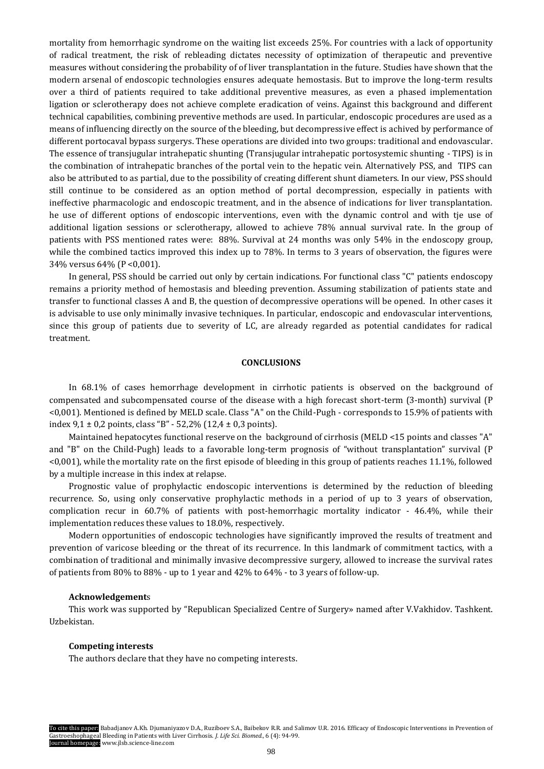mortality from hemorrhagic syndrome on the waiting list exceeds 25%. For countries with a lack of opportunity of radical treatment, the risk of rebleading dictates necessity of optimization of therapeutic and preventive measures without considering the probability of of liver transplantation in the future. Studies have shown that the modern arsenal of endoscopic technologies ensures adequate hemostasis. But to improve the long-term results over a third of patients required to take additional preventive measures, as even a phased implementation ligation or sclerotherapy does not achieve complete eradication of veins. Against this background and different technical capabilities, combining preventive methods are used. In particular, endoscopic procedures are used as a means of influencing directly on the source of the bleeding, but decompressive effect is achived by performance of different portocaval bypass surgerys. These operations are divided into two groups: traditional and endovascular. The essence of transjugular intrahepatic shunting (Transjugular intrahepatic portosystemic shunting - TIPS) is in the combination of intrahepatic branches of the portal vein to the hepatic vein. Alternatively PSS, and TIPS can also be attributed to as partial, due to the possibility of creating different shunt diameters. In our view, PSS should still continue to be considered as an option method of portal decompression, especially in patients with ineffective pharmacologic and endoscopic treatment, and in the absence of indications for liver transplantation. he use of different options of endoscopic interventions, even with the dynamic control and with tje use of additional ligation sessions or sclerotherapy, allowed to achieve 78% annual survival rate. In the group of patients with PSS mentioned rates were: 88%. Survival at 24 months was only 54% in the endoscopy group, while the combined tactics improved this index up to 78%. In terms to 3 years of observation, the figures were 34% versus 64% (P <0,001).

In general, PSS should be carried out only by certain indications. For functional class "C" patients endoscopy remains a priority method of hemostasis and bleeding prevention. Assuming stabilization of patients state and transfer to functional classes A and B, the question of decompressive operations will be opened. In other cases it is advisable to use only minimally invasive techniques. In particular, endoscopic and endovascular interventions, since this group of patients due to severity of LC, are already regarded as potential candidates for radical treatment.

## CONCLUSIONS

In 68.1% of cases hemorrhage development in cirrhotic patients is observed on the background of compensated and subcompensated course of the disease with a high forecast short-term (3-month) survival (P <0,001). Mentioned is defined by MELD scale. Class "A" on the Child-Pugh - corresponds to 15.9% of patients with index 9,1 ± 0,2 points, class "B" - 52,2% (12,4 ± 0,3 points).

Maintained hepatocytes functional reserve on the background of cirrhosis (MELD <15 points and classes "A" and "B" on the Child-Pugh) leads to a favorable long-term prognosis of "without transplantation" survival (P <0,001), while the mortality rate on the first episode of bleeding in this group of patients reaches 11.1%, followed by a multiple increase in this index at relapse.

Prognostic value of prophylactic endoscopic interventions is determined by the reduction of bleeding recurrence. So, using only conservative prophylactic methods in a period of up to 3 years of observation, complication recur in 60.7% of patients with post-hemorrhagic mortality indicator - 46.4%, while their implementation reduces these values to 18.0%, respectively.

Modern opportunities of endoscopic technologies have significantly improved the results of treatment and prevention of varicose bleeding or the threat of its recurrence. In this landmark of commitment tactics, with a combination of traditional and minimally invasive decompressive surgery, allowed to increase the survival rates of patients from 80% to 88% - up to 1 year and 42% to 64% - to 3 years of follow-up.

### Acknowledgements

This work was supported by "Republican Specialized Centre of Surgery» named after V.Vakhidov. Tashkent. Uzbekistan.

### Competing interests

The authors declare that they have no competing interests.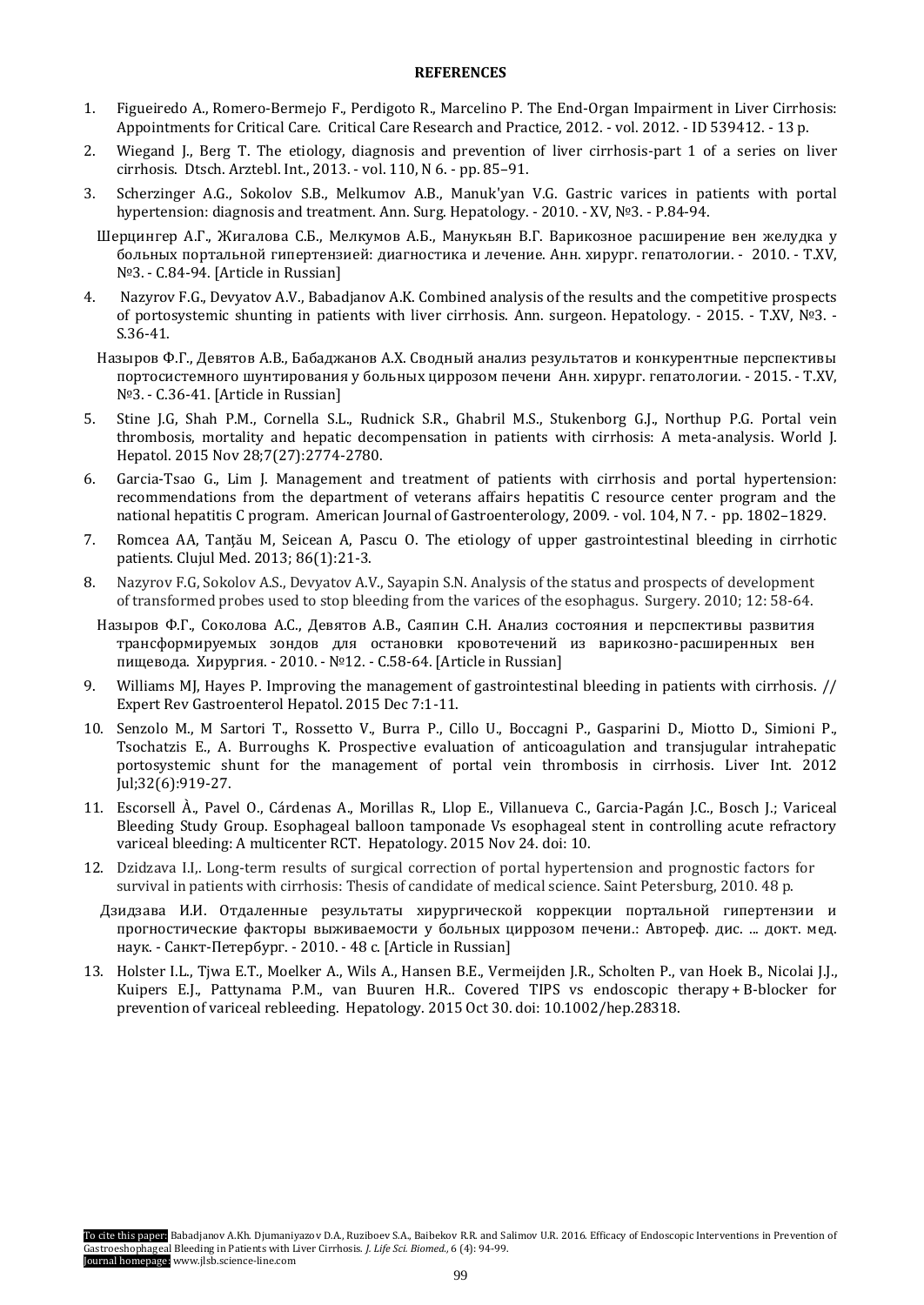**REFERENCES**

1. Figueiredo A., Romero-Bermejo F., Perdigoto R., Marcelino P. The End-Organ Impairment in Liver Cirrhosis: Appointments for Critical Care. Critical Care Research and Practice, 2012. - vol. 2012. - ID 539412. - 13 p.
2. Wiegand J., Berg T. The etiology, diagnosis and prevention of liver cirrhosis-part 1 of a series on liver cirrhosis. Dtsch. Arztebl. Int., 2013. - vol. 110, N 6. - pp. 85–91.
3. Scherzinger A.G., Sokolov S.B., Melkumov A.B., Manuk'yan V.G. Gastric varices in patients with portal hypertension: diagnosis and treatment. Ann. Surg. Hepatology. - 2010. - XV, №3. - P.84-94.

   Шерцингер А.Г., Жигалова С.Б., Мелкумов А.Б., Манукьян В.Г. Варикозное расширение вен желудка у больных портальной гипертензией: диагностика и лечение. Анн. хирург. гепатологии. - 2010. - Т.XV, №3. - С.84-94. [Article in Russian]
4. Nazyrov F.G., Devyatov A.V., Babadjanov A.K. Combined analysis of the results and the competitive prospects of portosystemic shunting in patients with liver cirrhosis. Ann. surgeon. Hepatology. - 2015. - T.XV, №3. - S.36-41.

   Назыров Ф.Г., Девятов А.В., Бабаджанов А.Х. Сводный анализ результатов и конкурентные перспективы портосистемного шунтирования у больных циррозом печени Анн. хирург. гепатологии. - 2015. - Т.XV, №3. - С.36-41. [Article in Russian]
5. Stine J.G, Shah P.M., Cornella S.L., Rudnick S.R., Ghabril M.S., Stukenborg G.J., Northup P.G. Portal vein thrombosis, mortality and hepatic decompensation in patients with cirrhosis: A meta-analysis. World J. Hepatol. 2015 Nov 28;7(27):2774-2780.
6. Garcia-Tsao G., Lim J. Management and treatment of patients with cirrhosis and portal hypertension: recommendations from the department of veterans affairs hepatitis C resource center program and the national hepatitis C program. American Journal of Gastroenterology, 2009. - vol. 104, N 7. - pp. 1802–1829.
7. Romcea AA, Tanţău M, Seicean A, Pascu O. The etiology of upper gastrointestinal bleeding in cirrhotic patients. Clujul Med. 2013; 86(1):21-3.
8. Nazyrov F.G, Sokolov A.S., Devyatov A.V., Sayapin S.N. Analysis of the status and prospects of development of transformed probes used to stop bleeding from the varices of the esophagus. Surgery. 2010; 12: 58-64.

   Назыров Ф.Г., Соколова А.С., Девятов А.В., Саяпин С.Н. Анализ состояния и перспективы развития трансформируемых зондов для остановки кровотечений из варикозно-расширенных вен пищевода. Хирургия. - 2010. - №12. - С.58-64. [Article in Russian]
9. Williams MJ, Hayes P. Improving the management of gastrointestinal bleeding in patients with cirrhosis. // Expert Rev Gastroenterol Hepatol. 2015 Dec 7:1-11.
10. Senzolo M., M Sartori T., Rossetto V., Burra P., Cillo U., Boccagni P., Gasparini D., Miotto D., Simioni P., Tsochatzis E., A. Burroughs K. Prospective evaluation of anticoagulation and transjugular intrahepatic portosystemic shunt for the management of portal vein thrombosis in cirrhosis. Liver Int. 2012 Jul;32(6):919-27.
11. Escorsell À., Pavel O., Cárdenas A., Morillas R., Llop E., Villanueva C., Garcia-Pagán J.C., Bosch J.; Variceal Bleeding Study Group. Esophageal balloon tamponade Vs esophageal stent in controlling acute refractory variceal bleeding: A multicenter RCT. Hepatology. 2015 Nov 24. doi: 10.
12. Dzidzava I.I,. Long-term results of surgical correction of portal hypertension and prognostic factors for survival in patients with cirrhosis: Thesis of candidate of medical science. Saint Petersburg, 2010. 48 p.

    Дзидзава И.И. Отдаленные результаты хирургической коррекции портальной гипертензии и прогностические факторы выживаемости у больных циррозом печени.: Автореф. дис. ... докт. мед. наук. - Санкт-Петербург. - 2010. - 48 с. [Article in Russian]
13. Holster I.L., Tjwa E.T., Moelker A., Wils A., Hansen B.E., Vermeijden J.R., Scholten P., van Hoek B., Nicolai J.J., Kuipers E.J., Pattynama P.M., van Buuren H.R.. Covered TIPS vs endoscopic therapy + B-blocker for prevention of variceal rebleeding. Hepatology. 2015 Oct 30. doi: 10.1002/hep.28318.

To cite this paper: Babadjanov A.Kh. Djumaniyazov D.A., Ruziboev S.A., Baibekov R.R. and Salimov U.R. 2016. Efficacy of Endoscopic Interventions in Prevention of Gastroeshophageal Bleeding in Patients with Liver Cirrhosis. *J. Life Sci. Biomed.*, 6 (4): 94-99.
Journal homepage: www.jlsb.science-line.com